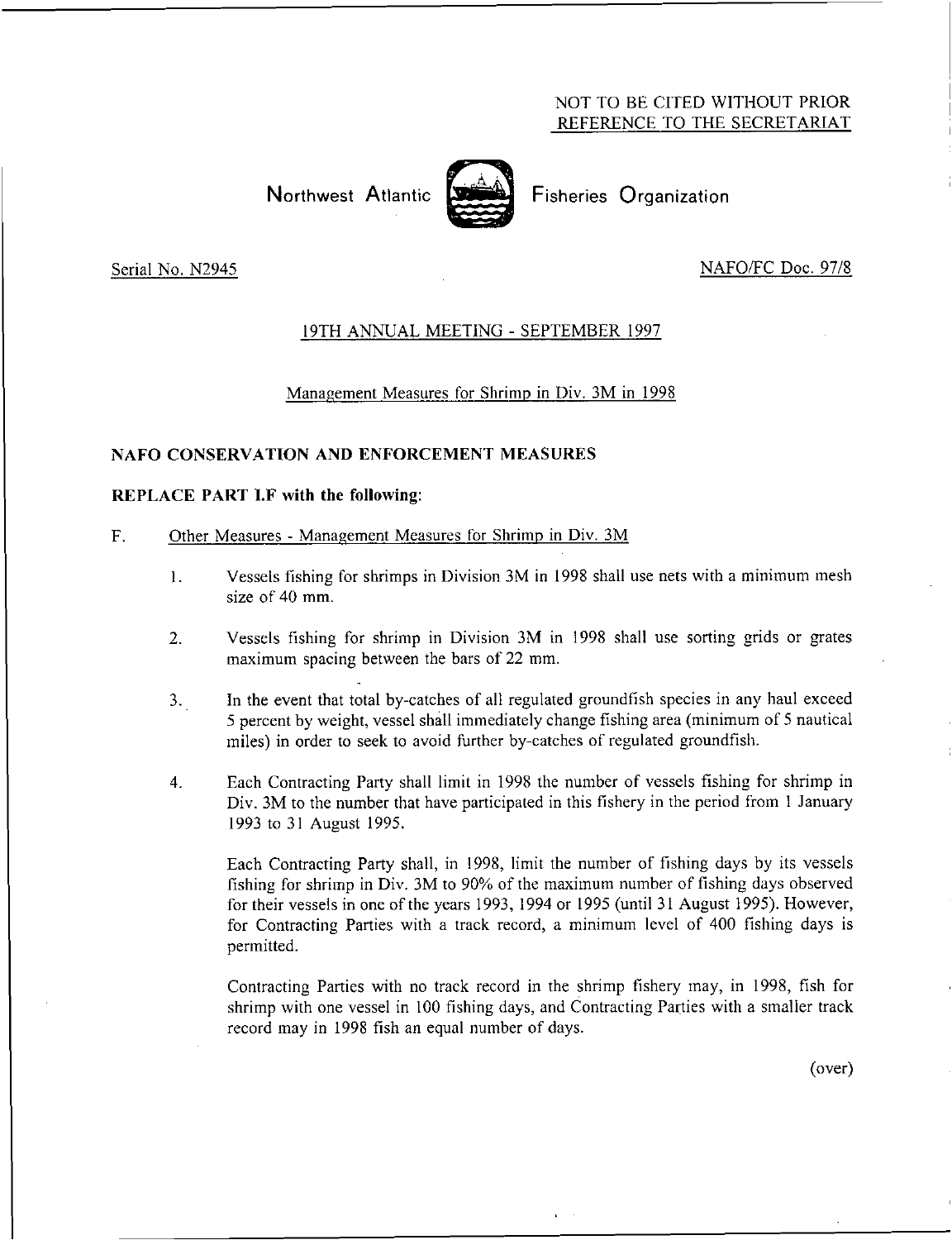NOT TO BE CITED WITHOUT PRIOR REFERENCE TO THE SECRETARIAT

# Northwest Atlantic Fisheries Organization

Serial No. N2945 NAFO/FC Doc. 97/8

## 19TH ANNUAL MEETING - SEPTEMBER 1997

### Management Measures for Shrimp in Div. 3M in 1998

**NAFO CONSERVATION AND ENFORCEMENT MEASURES**

**REPLACE PART I.F with the following:**

F. Other Measures - Management Measures for Shrimp in Div. 3M

1. Vessels fishing for shrimps in Division 3M in 1998 shall use nets with a minimum mesh size of 40 mm.

2. Vessels fishing for shrimp in Division 3M in 1998 shall use sorting grids or grates maximum spacing between the bars of 22 mm.

3. In the event that total by-catches of all regulated groundfish species in any haul exceed 5 percent by weight, vessel shall immediately change fishing area (minimum of 5 nautical miles) in order to seek to avoid further by-catches of regulated groundfish.

4. Each Contracting Party shall limit in 1998 the number of vessels fishing for shrimp in Div. 3M to the number that have participated in this fishery in the period from 1 January 1993 to 31 August 1995.

   Each Contracting Party shall, in 1998, limit the number of fishing days by its vessels fishing for shrimp in Div. 3M to 90% of the maximum number of fishing days observed for their vessels in one of the years 1993, 1994 or 1995 (until 31 August 1995). However, for Contracting Parties with a track record, a minimum level of 400 fishing days is permitted.

   Contracting Parties with no track record in the shrimp fishery may, in 1998, fish for shrimp with one vessel in 100 fishing days, and Contracting Parties with a smaller track record may in 1998 fish an equal number of days.

(over)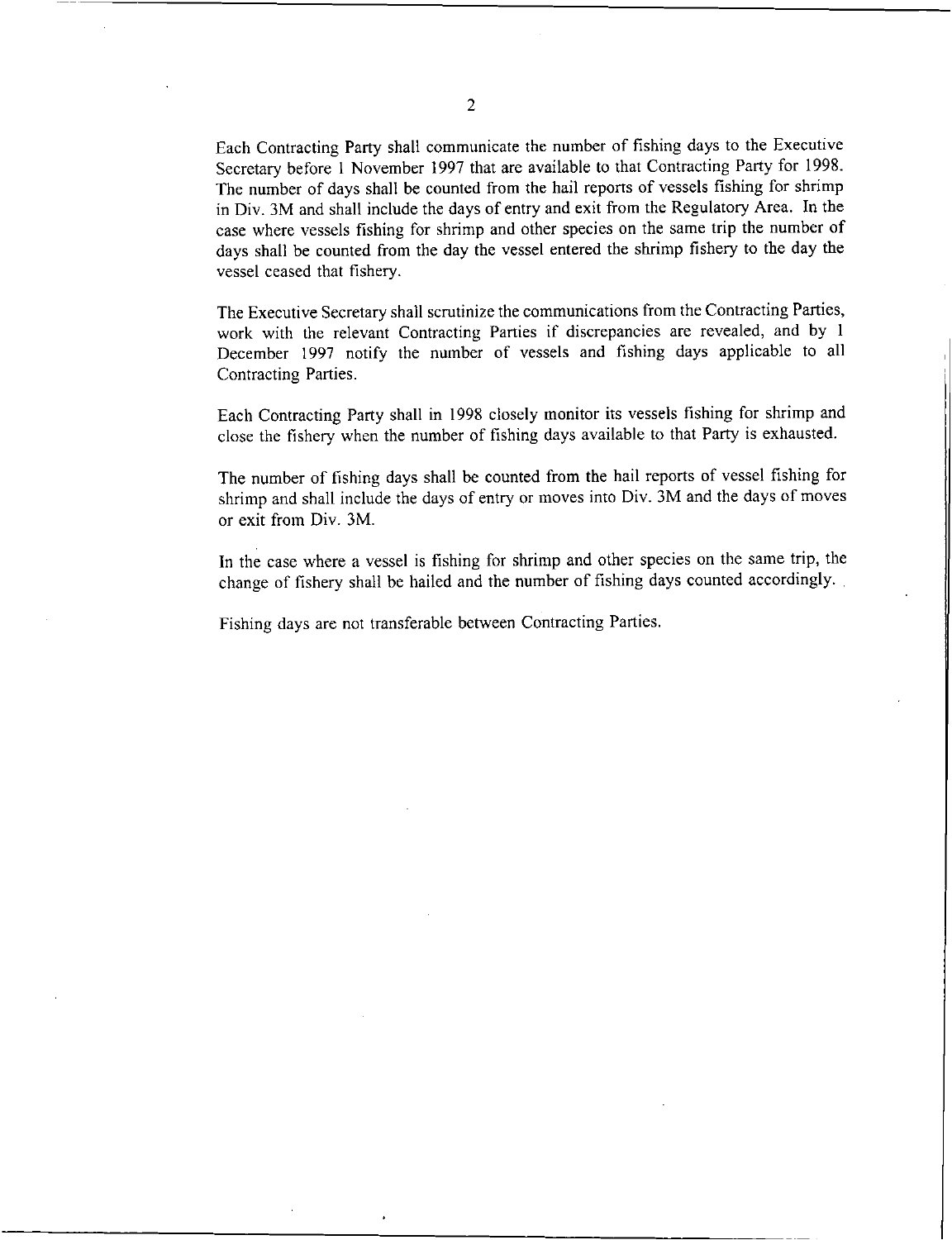Each Contracting Party shall communicate the number of fishing days to the Executive Secretary before 1 November 1997 that are available to that Contracting Party for 1998. The number of days shall be counted from the hail reports of vessels fishing for shrimp in Div. 3M and shall include the days of entry and exit from the Regulatory Area. In the case where vessels fishing for shrimp and other species on the same trip the number of days shall be counted from the day the vessel entered the shrimp fishery to the day the vessel ceased that fishery.

The Executive Secretary shall scrutinize the communications from the Contracting Parties, work with the relevant Contracting Parties if discrepancies are revealed, and by 1 December 1997 notify the number of vessels and fishing days applicable to all Contracting Parties.

Each Contracting Party shall in 1998 closely monitor its vessels fishing for shrimp and close the fishery when the number of fishing days available to that Party is exhausted.

The number of fishing days shall be counted from the hail reports of vessel fishing for shrimp and shall include the days of entry or moves into Div. 3M and the days of moves or exit from Div. 3M.

In the case where a vessel is fishing for shrimp and other species on the same trip, the change of fishery shall be hailed and the number of fishing days counted accordingly.

Fishing days are not transferable between Contracting Parties.